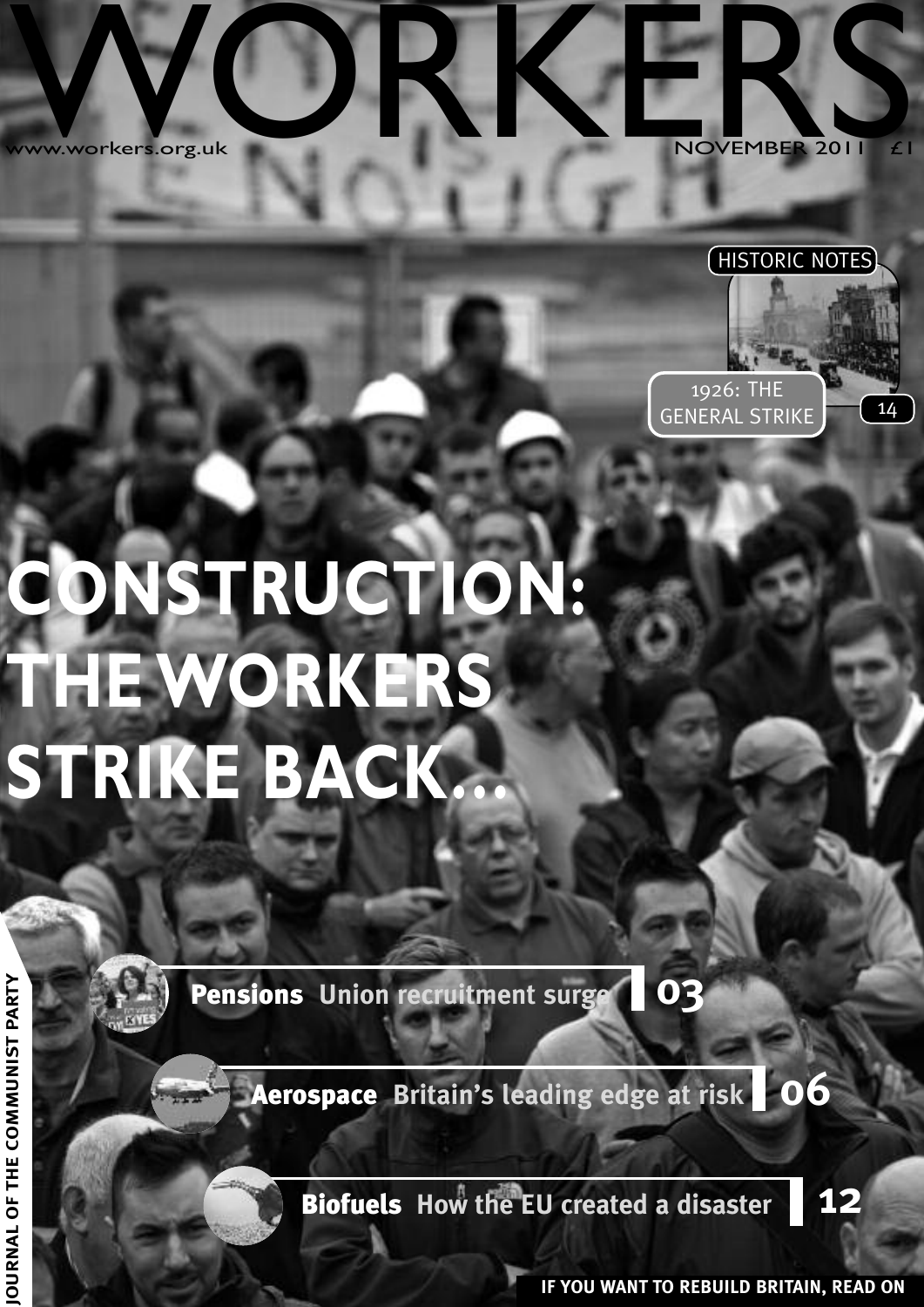# WORKERS

www.workers.org.uk

NOVEMBER 2011 £1

HISTORIC NOTES

1926: THE GENERAL STRIKE 14

# CONSTRUCTION: THE WORKERS STRIKE BACK...

**Pensions** Union recruitment surge **03**

**Aerospace** Britain's leading edge at risk **06**

**Biofuels** How the EU created a disaster **12**

JOURNAL OF THE COMMUNIST PARTY

**IF YOU WANT TO REBUILD BRITAIN, READ ON**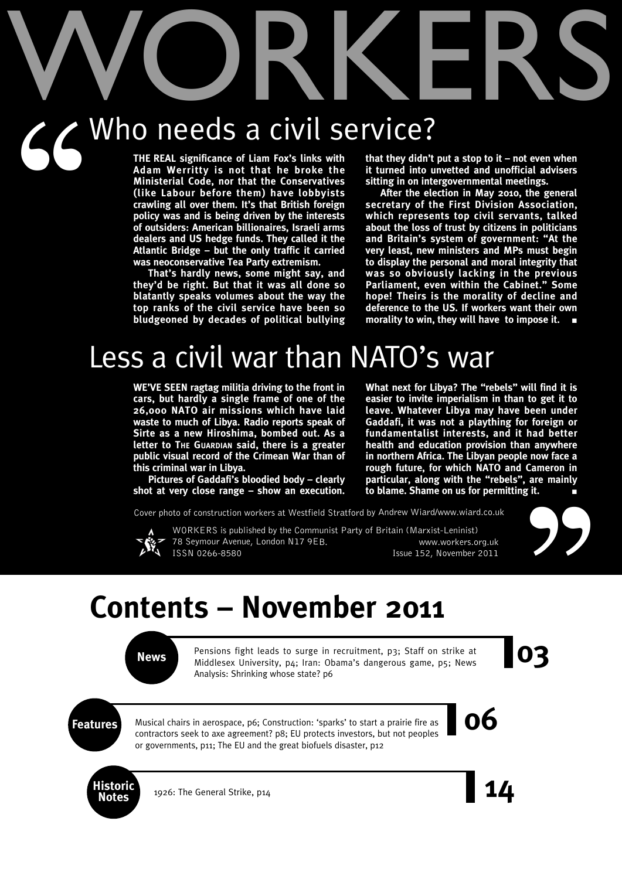# WORKERS

## Who needs a civil service?

**THE REAL significance of Liam Fox's links with Adam Werritty is not that he broke the Ministerial Code, nor that the Conservatives (like Labour before them) have lobbyists crawling all over them. It's that British foreign policy was and is being driven by the interests of outsiders: American billionaires, Israeli arms dealers and US hedge funds. They called it the Atlantic Bridge – but the only traffic it carried was neoconservative Tea Party extremism.**

**That's hardly news, some might say, and they'd be right. But that it was all done so blatantly speaks volumes about the way the top ranks of the civil service have been so bludgeoned by decades of political bullying that they didn't put a stop to it – not even when it turned into unvetted and unofficial advisers sitting in on intergovernmental meetings.**

**After the election in May 2010, the general secretary of the First Division Association, which represents top civil servants, talked about the loss of trust by citizens in politicians and Britain's system of government: "At the very least, new ministers and MPs must begin to display the personal and moral integrity that was so obviously lacking in the previous Parliament, even within the Cabinet." Some hope! Theirs is the morality of decline and deference to the US. If workers want their own morality to win, they will have to impose it. ■**

## Less a civil war than NATO's war

**WE'VE SEEN ragtag militia driving to the front in cars, but hardly a single frame of one of the 26,000 NATO air missions which have laid waste to much of Libya. Radio reports speak of Sirte as a new Hiroshima, bombed out. As a letter to THE GUARDIAN said, there is a greater public visual record of the Crimean War than of this criminal war in Libya.**

**Pictures of Gaddafi's bloodied body – clearly shot at very close range – show an execution. What next for Libya? The "rebels" will find it is easier to invite imperialism in than to get it to leave. Whatever Libya may have been under Gaddafi, it was not a plaything for foreign or fundamentalist interests, and it had better health and education provision than anywhere in northern Africa. The Libyan people now face a rough future, for which NATO and Cameron in particular, along with the "rebels", are mainly to blame. Shame on us for permitting it. ■**

Cover photo of construction workers at Westfield Stratford by Andrew Wiard/www.wiard.co.uk

WORKERS is published by the Communist Party of Britain (Marxist-Leninist)
78 Seymour Avenue, London N17 9EB. www.workers.org.uk
ISSN 0266-8580 Issue 152, November 2011

# Contents – November 2011

**News** — **03**

Pensions fight leads to surge in recruitment, p3; Staff on strike at Middlesex University, p4; Iran: Obama's dangerous game, p5; News Analysis: Shrinking whose state? p6

**Features** — **06**

Musical chairs in aerospace, p6; Construction: 'sparks' to start a prairie fire as contractors seek to axe agreement? p8; EU protects investors, but not peoples or governments, p11; The EU and the great biofuels disaster, p12

**Historic Notes** — **14**

1926: The General Strike, p14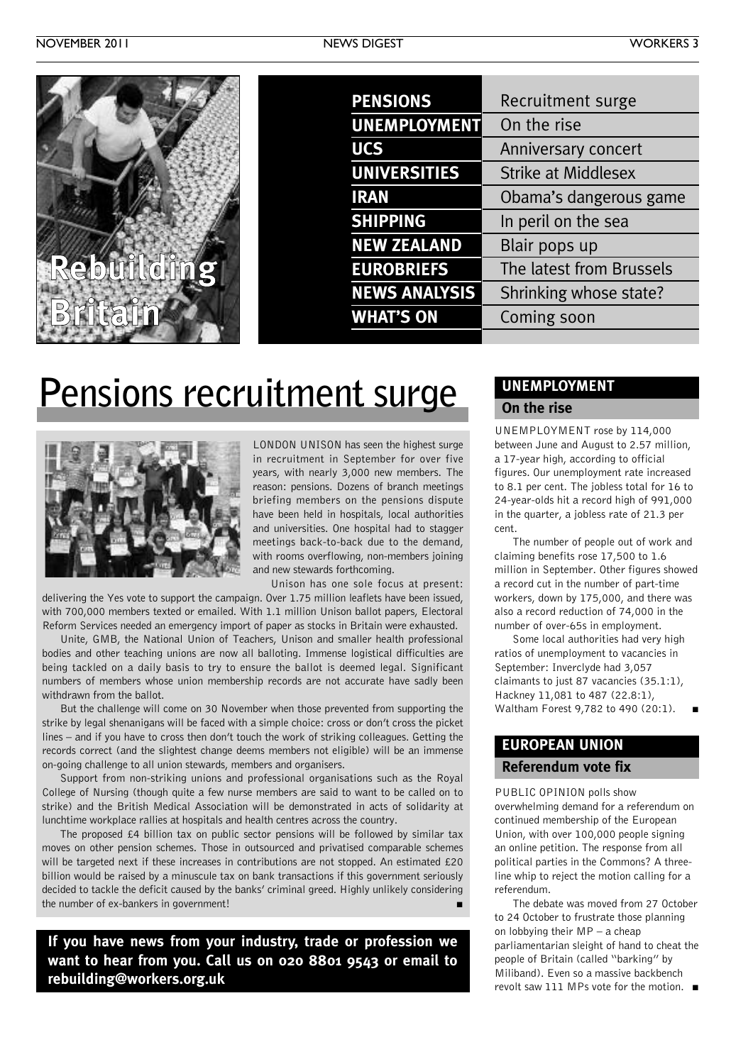**Rebuilding Britain**

| | |
|---|---|
| **PENSIONS** | Recruitment surge |
| **UNEMPLOYMENT** | On the rise |
| **UCS** | Anniversary concert |
| **UNIVERSITIES** | Strike at Middlesex |
| **IRAN** | Obama's dangerous game |
| **SHIPPING** | In peril on the sea |
| **NEW ZEALAND** | Blair pops up |
| **EUROBRIEFS** | The latest from Brussels |
| **NEWS ANALYSIS** | Shrinking whose state? |
| **WHAT'S ON** | Coming soon |

# Pensions recruitment surge

LONDON UNISON has seen the highest surge in recruitment in September for over five years, with nearly 3,000 new members. The reason: pensions. Dozens of branch meetings briefing members on the pensions dispute have been held in hospitals, local authorities and universities. One hospital had to stagger meetings back-to-back due to the demand, with rooms overflowing, non-members joining and new stewards forthcoming.

Unison has one sole focus at present: delivering the Yes vote to support the campaign. Over 1.75 million leaflets have been issued, with 700,000 members texted or emailed. With 1.1 million Unison ballot papers, Electoral Reform Services needed an emergency import of paper as stocks in Britain were exhausted.

Unite, GMB, the National Union of Teachers, Unison and smaller health professional bodies and other teaching unions are now all balloting. Immense logistical difficulties are being tackled on a daily basis to try to ensure the ballot is deemed legal. Significant numbers of members whose union membership records are not accurate have sadly been withdrawn from the ballot.

But the challenge will come on 30 November when those prevented from supporting the strike by legal shenanigans will be faced with a simple choice: cross or don't cross the picket lines – and if you have to cross then don't touch the work of striking colleagues. Getting the records correct (and the slightest change deems members not eligible) will be an immense on-going challenge to all union stewards, members and organisers.

Support from non-striking unions and professional organisations such as the Royal College of Nursing (though quite a few nurse members are said to want to be called on to strike) and the British Medical Association will be demonstrated in acts of solidarity at lunchtime workplace rallies at hospitals and health centres across the country.

The proposed £4 billion tax on public sector pensions will be followed by similar tax moves on other pension schemes. Those in outsourced and privatised comparable schemes will be targeted next if these increases in contributions are not stopped. An estimated £20 billion would be raised by a minuscule tax on bank transactions if this government seriously decided to tackle the deficit caused by the banks' criminal greed. Highly unlikely considering the number of ex-bankers in government! ■

**If you have news from your industry, trade or profession we want to hear from you. Call us on 020 8801 9543 or email to rebuilding@workers.org.uk**

## UNEMPLOYMENT
### On the rise

UNEMPLOYMENT rose by 114,000 between June and August to 2.57 million, a 17-year high, according to official figures. Our unemployment rate increased to 8.1 per cent. The jobless total for 16 to 24-year-olds hit a record high of 991,000 in the quarter, a jobless rate of 21.3 per cent.

The number of people out of work and claiming benefits rose 17,500 to 1.6 million in September. Other figures showed a record cut in the number of part-time workers, down by 175,000, and there was also a record reduction of 74,000 in the number of over-65s in employment.

Some local authorities had very high ratios of unemployment to vacancies in September: Inverclyde had 3,057 claimants to just 87 vacancies (35.1:1), Hackney 11,081 to 487 (22.8:1), Waltham Forest 9,782 to 490 (20:1). ■

## EUROPEAN UNION
### Referendum vote fix

PUBLIC OPINION polls show overwhelming demand for a referendum on continued membership of the European Union, with over 100,000 people signing an online petition. The response from all political parties in the Commons? A three-line whip to reject the motion calling for a referendum.

The debate was moved from 27 October to 24 October to frustrate those planning on lobbying their MP – a cheap parliamentarian sleight of hand to cheat the people of Britain (called "barking" by Miliband). Even so a massive backbench revolt saw 111 MPs vote for the motion. ■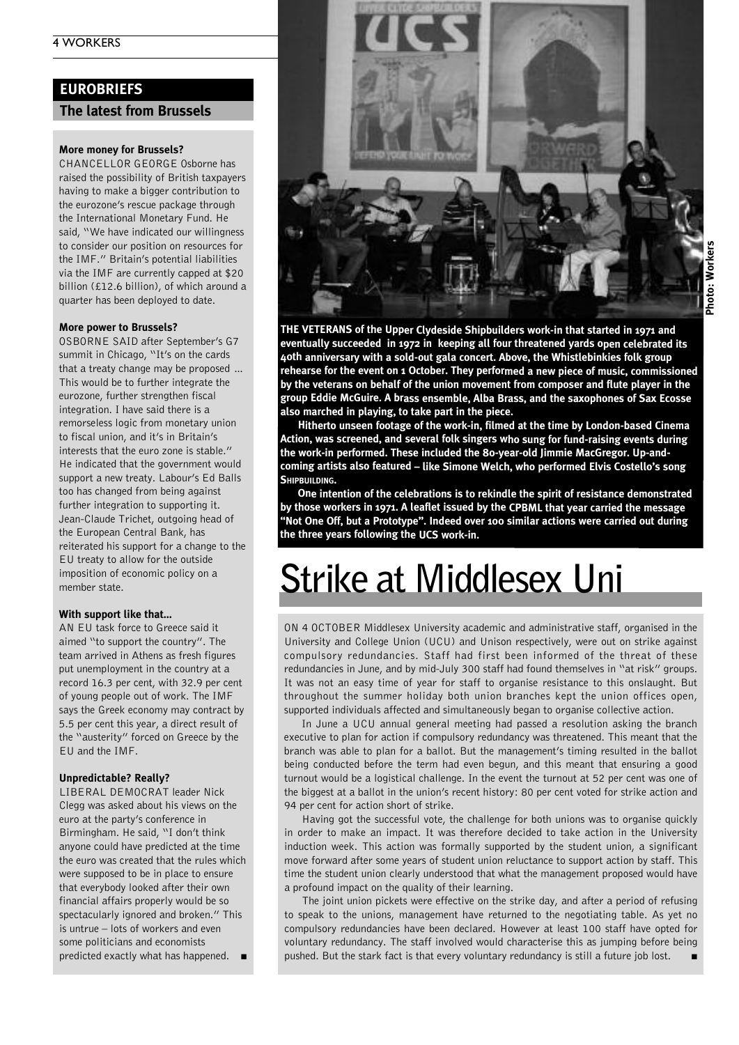## EUROBRIEFS

### The latest from Brussels

**More money for Brussels?**

CHANCELLOR GEORGE Osborne has raised the possibility of British taxpayers having to make a bigger contribution to the eurozone's rescue package through the International Monetary Fund. He said, "We have indicated our willingness to consider our position on resources for the IMF." Britain's potential liabilities via the IMF are currently capped at $20 billion (£12.6 billion), of which around a quarter has been deployed to date.

**More power to Brussels?**

OSBORNE SAID after September's G7 summit in Chicago, "It's on the cards that a treaty change may be proposed ... This would be to further integrate the eurozone, further strengthen fiscal integration. I have said there is a remorseless logic from monetary union to fiscal union, and it's in Britain's interests that the euro zone is stable." He indicated that the government would support a new treaty. Labour's Ed Balls too has changed from being against further integration to supporting it. Jean-Claude Trichet, outgoing head of the European Central Bank, has reiterated his support for a change to the EU treaty to allow for the outside imposition of economic policy on a member state.

**With support like that...**

AN EU task force to Greece said it aimed "to support the country". The team arrived in Athens as fresh figures put unemployment in the country at a record 16.3 per cent, with 32.9 per cent of young people out of work. The IMF says the Greek economy may contract by 5.5 per cent this year, a direct result of the "austerity" forced on Greece by the EU and the IMF.

**Unpredictable? Really?**

LIBERAL DEMOCRAT leader Nick Clegg was asked about his views on the euro at the party's conference in Birmingham. He said, "I don't think anyone could have predicted at the time the euro was created that the rules which were supposed to be in place to ensure that everybody looked after their own financial affairs properly would be so spectacularly ignored and broken." This is untrue – lots of workers and even some politicians and economists predicted exactly what has happened. ■

Photo: Workers

**THE VETERANS of the Upper Clydeside Shipbuilders work-in that started in 1971 and eventually succeeded in 1972 in keeping all four threatened yards open celebrated its 40th anniversary with a sold-out gala concert. Above, the Whistlebinkies folk group rehearse for the event on 1 October. They performed a new piece of music, commissioned by the veterans on behalf of the union movement from composer and flute player in the group Eddie McGuire. A brass ensemble, Alba Brass, and the saxophones of Sax Ecosse also marched in playing, to take part in the piece.**

**Hitherto unseen footage of the work-in, filmed at the time by London-based Cinema Action, was screened, and several folk singers who sung for fund-raising events during the work-in performed. These included the 80-year-old Jimmie MacGregor. Up-and-coming artists also featured – like Simone Welch, who performed Elvis Costello's song SHIPBUILDING.**

**One intention of the celebrations is to rekindle the spirit of resistance demonstrated by those workers in 1971. A leaflet issued by the CPBML that year carried the message "Not One Off, but a Prototype". Indeed over 100 similar actions were carried out during the three years following the UCS work-in.**

# Strike at Middlesex Uni

ON 4 OCTOBER Middlesex University academic and administrative staff, organised in the University and College Union (UCU) and Unison respectively, were out on strike against compulsory redundancies. Staff had first been informed of the threat of these redundancies in June, and by mid-July 300 staff had found themselves in "at risk" groups. It was not an easy time of year for staff to organise resistance to this onslaught. But throughout the summer holiday both union branches kept the union offices open, supported individuals affected and simultaneously began to organise collective action.

In June a UCU annual general meeting had passed a resolution asking the branch executive to plan for action if compulsory redundancy was threatened. This meant that the branch was able to plan for a ballot. But the management's timing resulted in the ballot being conducted before the term had even begun, and this meant that ensuring a good turnout would be a logistical challenge. In the event the turnout at 52 per cent was one of the biggest at a ballot in the union's recent history: 80 per cent voted for strike action and 94 per cent for action short of strike.

Having got the successful vote, the challenge for both unions was to organise quickly in order to make an impact. It was therefore decided to take action in the University induction week. This action was formally supported by the student union, a significant move forward after some years of student union reluctance to support action by staff. This time the student union clearly understood that what the management proposed would have a profound impact on the quality of their learning.

The joint union pickets were effective on the strike day, and after a period of refusing to speak to the unions, management have returned to the negotiating table. As yet no compulsory redundancies have been declared. However at least 100 staff have opted for voluntary redundancy. The staff involved would characterise this as jumping before being pushed. But the stark fact is that every voluntary redundancy is still a future job lost. ■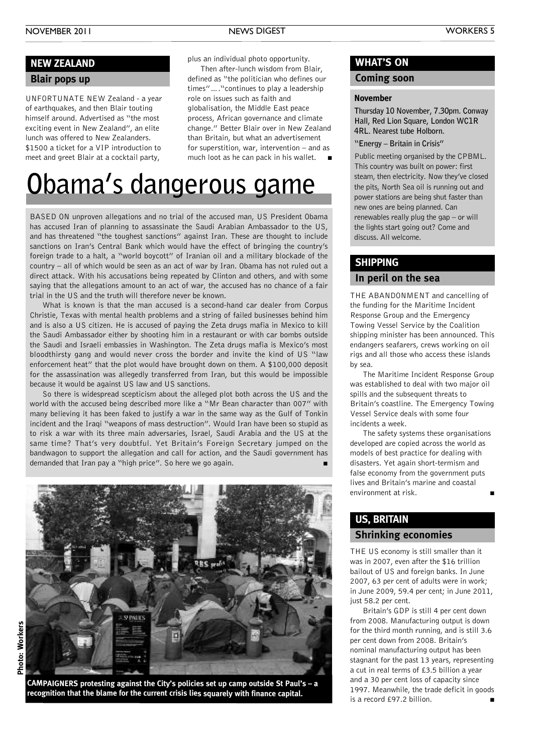## NEW ZEALAND

### Blair pops up

UNFORTUNATE NEW Zealand - a year of earthquakes, and then Blair touting himself around. Advertised as "the most exciting event in New Zealand", an elite lunch was offered to New Zealanders. $1500 a ticket for a VIP introduction to meet and greet Blair at a cocktail party, plus an individual photo opportunity.

Then after-lunch wisdom from Blair, defined as "the politician who defines our times"….."continues to play a leadership role on issues such as faith and globalisation, the Middle East peace process, African governance and climate change." Better Blair over in New Zealand than Britain, but what an advertisement for superstition, war, intervention – and as much loot as he can pack in his wallet. ■

# Obama's dangerous game

BASED ON unproven allegations and no trial of the accused man, US President Obama has accused Iran of planning to assassinate the Saudi Arabian Ambassador to the US, and has threatened "the toughest sanctions" against Iran. These are thought to include sanctions on Iran's Central Bank which would have the effect of bringing the country's foreign trade to a halt, a "world boycott" of Iranian oil and a military blockade of the country – all of which would be seen as an act of war by Iran. Obama has not ruled out a direct attack. With his accusations being repeated by Clinton and others, and with some saying that the allegations amount to an act of war, the accused has no chance of a fair trial in the US and the truth will therefore never be known.

What is known is that the man accused is a second-hand car dealer from Corpus Christie, Texas with mental health problems and a string of failed businesses behind him and is also a US citizen. He is accused of paying the Zeta drugs mafia in Mexico to kill the Saudi Ambassador either by shooting him in a restaurant or with car bombs outside the Saudi and Israeli embassies in Washington. The Zeta drugs mafia is Mexico's most bloodthirsty gang and would never cross the border and invite the kind of US "law enforcement heat" that the plot would have brought down on them. A $100,000 deposit for the assassination was allegedly transferred from Iran, but this would be impossible because it would be against US law and US sanctions.

So there is widespread scepticism about the alleged plot both across the US and the world with the accused being described more like a "Mr Bean character than 007" with many believing it has been faked to justify a war in the same way as the Gulf of Tonkin incident and the Iraqi "weapons of mass destruction". Would Iran have been so stupid as to risk a war with its three main adversaries, Israel, Saudi Arabia and the US at the same time? That's very doubtful. Yet Britain's Foreign Secretary jumped on the bandwagon to support the allegation and call for action, and the Saudi government has demanded that Iran pay a "high price". So here we go again. ■

Photo: Workers

**CAMPAIGNERS protesting against the City's policies set up camp outside St Paul's – a recognition that the blame for the current crisis lies squarely with finance capital.**

## WHAT'S ON

### Coming soon

**November**

**Thursday 10 November, 7.30pm. Conway Hall, Red Lion Square, London WC1R 4RL. Nearest tube Holborn.**

**"Energy – Britain in Crisis"**

Public meeting organised by the CPBML. This country was built on power: first steam, then electricity. Now they've closed the pits, North Sea oil is running out and power stations are being shut faster than new ones are being planned. Can renewables really plug the gap – or will the lights start going out? Come and discuss. All welcome.

## SHIPPING

### In peril on the sea

THE ABANDONMENT and cancelling of the funding for the Maritime Incident Response Group and the Emergency Towing Vessel Service by the Coalition shipping minister has been announced. This endangers seafarers, crews working on oil rigs and all those who access these islands by sea.

The Maritime Incident Response Group was established to deal with two major oil spills and the subsequent threats to Britain's coastline. The Emergency Towing Vessel Service deals with some four incidents a week.

The safety systems these organisations developed are copied across the world as models of best practice for dealing with disasters. Yet again short-termism and false economy from the government puts lives and Britain's marine and coastal environment at risk. ■

## US, BRITAIN

### Shrinking economies

THE US economy is still smaller than it was in 2007, even after the $16 trillion bailout of US and foreign banks. In June 2007, 63 per cent of adults were in work; in June 2009, 59.4 per cent; in June 2011, just 58.2 per cent.

Britain's GDP is still 4 per cent down from 2008. Manufacturing output is down for the third month running, and is still 3.6 per cent down from 2008. Britain's nominal manufacturing output has been stagnant for the past 13 years, representing a cut in real terms of £3.5 billion a year and a 30 per cent loss of capacity since 1997. Meanwhile, the trade deficit in goods is a record £97.2 billion. ■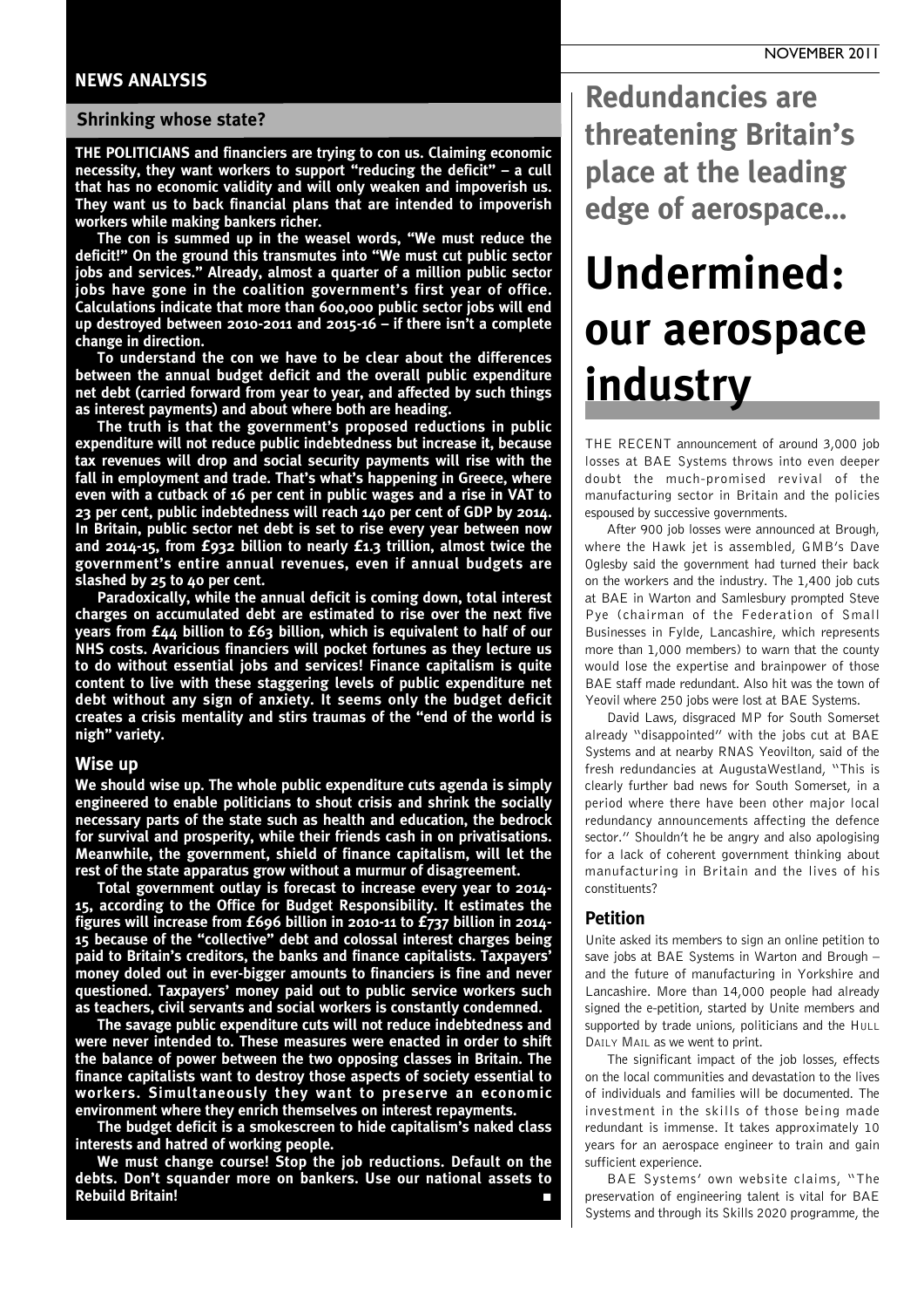## NEWS ANALYSIS

### Shrinking whose state?

**THE POLITICIANS and financiers are trying to con us. Claiming economic necessity, they want workers to support "reducing the deficit" – a cull that has no economic validity and will only weaken and impoverish us. They want us to back financial plans that are intended to impoverish workers while making bankers richer.**

**The con is summed up in the weasel words, "We must reduce the deficit!" On the ground this transmutes into "We must cut public sector jobs and services." Already, almost a quarter of a million public sector jobs have gone in the coalition government's first year of office. Calculations indicate that more than 600,000 public sector jobs will end up destroyed between 2010-2011 and 2015-16 – if there isn't a complete change in direction.**

**To understand the con we have to be clear about the differences between the annual budget deficit and the overall public expenditure net debt (carried forward from year to year, and affected by such things as interest payments) and about where both are heading.**

**The truth is that the government's proposed reductions in public expenditure will not reduce public indebtedness but increase it, because tax revenues will drop and social security payments will rise with the fall in employment and trade. That's what's happening in Greece, where even with a cutback of 16 per cent in public wages and a rise in VAT to 23 per cent, public indebtedness will reach 140 per cent of GDP by 2014. In Britain, public sector net debt is set to rise every year between now and 2014-15, from £932 billion to nearly £1.3 trillion, almost twice the government's entire annual revenues, even if annual budgets are slashed by 25 to 40 per cent.**

**Paradoxically, while the annual deficit is coming down, total interest charges on accumulated debt are estimated to rise over the next five years from £44 billion to £63 billion, which is equivalent to half of our NHS costs. Avaricious financiers will pocket fortunes as they lecture us to do without essential jobs and services! Finance capitalism is quite content to live with these staggering levels of public expenditure net debt without any sign of anxiety. It seems only the budget deficit creates a crisis mentality and stirs traumas of the "end of the world is nigh" variety.**

### Wise up

**We should wise up. The whole public expenditure cuts agenda is simply engineered to enable politicians to shout crisis and shrink the socially necessary parts of the state such as health and education, the bedrock for survival and prosperity, while their friends cash in on privatisations. Meanwhile, the government, shield of finance capitalism, will let the rest of the state apparatus grow without a murmur of disagreement.**

**Total government outlay is forecast to increase every year to 2014-15, according to the Office for Budget Responsibility. It estimates the figures will increase from £696 billion in 2010-11 to £737 billion in 2014-15 because of the "collective" debt and colossal interest charges being paid to Britain's creditors, the banks and finance capitalists. Taxpayers' money doled out in ever-bigger amounts to financiers is fine and never questioned. Taxpayers' money paid out to public service workers such as teachers, civil servants and social workers is constantly condemned.**

**The savage public expenditure cuts will not reduce indebtedness and were never intended to. These measures were enacted in order to shift the balance of power between the two opposing classes in Britain. The finance capitalists want to destroy those aspects of society essential to workers. Simultaneously they want to preserve an economic environment where they enrich themselves on interest repayments.**

**The budget deficit is a smokescreen to hide capitalism's naked class interests and hatred of working people.**

**We must change course! Stop the job reductions. Default on the debts. Don't squander more on bankers. Use our national assets to Rebuild Britain!** ■

## Redundancies are threatening Britain's place at the leading edge of aerospace...

# Undermined: our aerospace industry

THE RECENT announcement of around 3,000 job losses at BAE Systems throws into even deeper doubt the much-promised revival of the manufacturing sector in Britain and the policies espoused by successive governments.

After 900 job losses were announced at Brough, where the Hawk jet is assembled, GMB's Dave Oglesby said the government had turned their back on the workers and the industry. The 1,400 job cuts at BAE in Warton and Samlesbury prompted Steve Pye (chairman of the Federation of Small Businesses in Fylde, Lancashire, which represents more than 1,000 members) to warn that the county would lose the expertise and brainpower of those BAE staff made redundant. Also hit was the town of Yeovil where 250 jobs were lost at BAE Systems.

David Laws, disgraced MP for South Somerset already "disappointed" with the jobs cut at BAE Systems and at nearby RNAS Yeovilton, said of the fresh redundancies at AugustaWestland, "This is clearly further bad news for South Somerset, in a period where there have been other major local redundancy announcements affecting the defence sector." Shouldn't he be angry and also apologising for a lack of coherent government thinking about manufacturing in Britain and the lives of his constituents?

### Petition

Unite asked its members to sign an online petition to save jobs at BAE Systems in Warton and Brough – and the future of manufacturing in Yorkshire and Lancashire. More than 14,000 people had already signed the e-petition, started by Unite members and supported by trade unions, politicians and the HULL DAILY MAIL as we went to print.

The significant impact of the job losses, effects on the local communities and devastation to the lives of individuals and families will be documented. The investment in the skills of those being made redundant is immense. It takes approximately 10 years for an aerospace engineer to train and gain sufficient experience.

BAE Systems' own website claims, "The preservation of engineering talent is vital for BAE Systems and through its Skills 2020 programme, the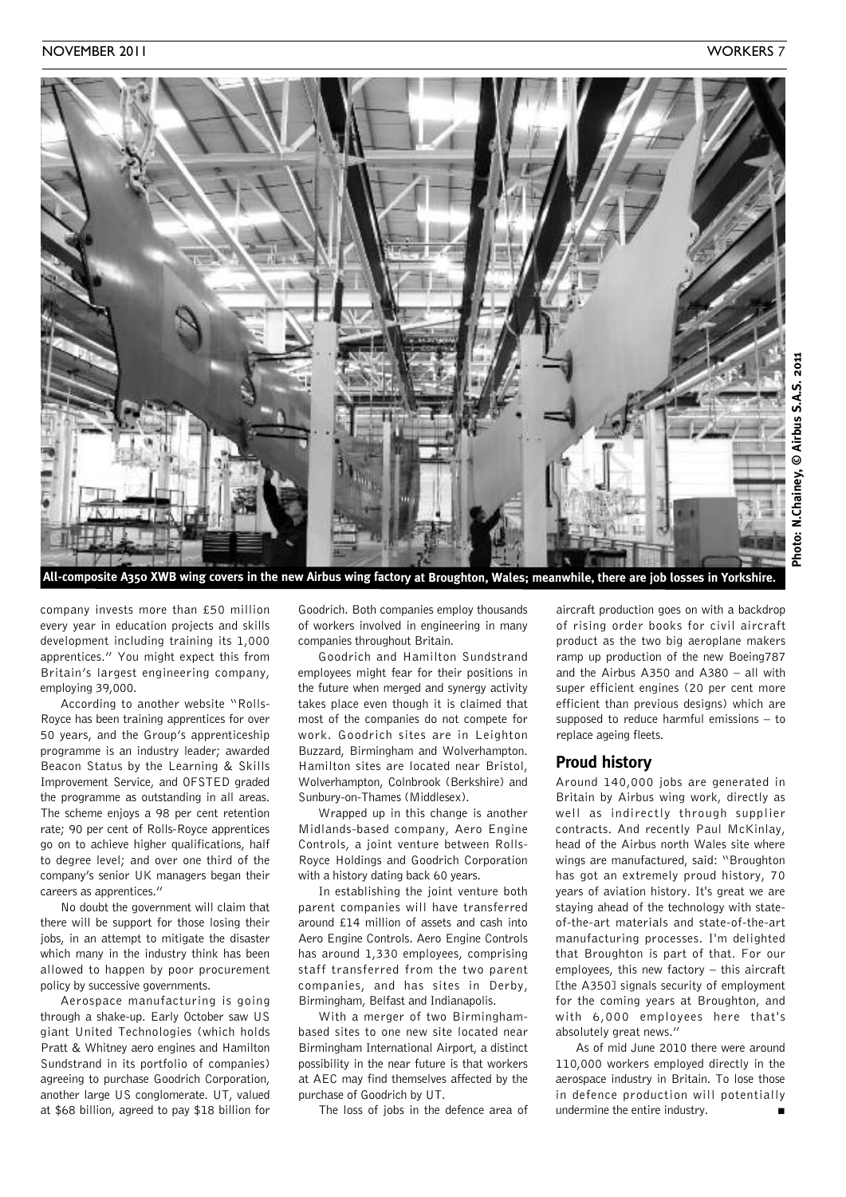All-composite A350 XWB wing covers in the new Airbus wing factory at Broughton, Wales; meanwhile, there are job losses in Yorkshire.

Photo: N.Chainey, © Airbus S.A.S. 2011

company invests more than £50 million every year in education projects and skills development including training its 1,000 apprentices." You might expect this from Britain's largest engineering company, employing 39,000.

According to another website "Rolls-Royce has been training apprentices for over 50 years, and the Group's apprenticeship programme is an industry leader; awarded Beacon Status by the Learning & Skills Improvement Service, and OFSTED graded the programme as outstanding in all areas. The scheme enjoys a 98 per cent retention rate; 90 per cent of Rolls-Royce apprentices go on to achieve higher qualifications, half to degree level; and over one third of the company's senior UK managers began their careers as apprentices."

No doubt the government will claim that there will be support for those losing their jobs, in an attempt to mitigate the disaster which many in the industry think has been allowed to happen by poor procurement policy by successive governments.

Aerospace manufacturing is going through a shake-up. Early October saw US giant United Technologies (which holds Pratt & Whitney aero engines and Hamilton Sundstrand in its portfolio of companies) agreeing to purchase Goodrich Corporation, another large US conglomerate. UT, valued at $68 billion, agreed to pay $18 billion for Goodrich. Both companies employ thousands of workers involved in engineering in many companies throughout Britain.

Goodrich and Hamilton Sundstrand employees might fear for their positions in the future when merged and synergy activity takes place even though it is claimed that most of the companies do not compete for work. Goodrich sites are in Leighton Buzzard, Birmingham and Wolverhampton. Hamilton sites are located near Bristol, Wolverhampton, Colnbrook (Berkshire) and Sunbury-on-Thames (Middlesex).

Wrapped up in this change is another Midlands-based company, Aero Engine Controls, a joint venture between Rolls-Royce Holdings and Goodrich Corporation with a history dating back 60 years.

In establishing the joint venture both parent companies will have transferred around £14 million of assets and cash into Aero Engine Controls. Aero Engine Controls has around 1,330 employees, comprising staff transferred from the two parent companies, and has sites in Derby, Birmingham, Belfast and Indianapolis.

With a merger of two Birmingham-based sites to one new site located near Birmingham International Airport, a distinct possibility in the near future is that workers at AEC may find themselves affected by the purchase of Goodrich by UT.

The loss of jobs in the defence area of aircraft production goes on with a backdrop of rising order books for civil aircraft product as the two big aeroplane makers ramp up production of the new Boeing787 and the Airbus A350 and A380 – all with super efficient engines (20 per cent more efficient than previous designs) which are supposed to reduce harmful emissions – to replace ageing fleets.

## Proud history

Around 140,000 jobs are generated in Britain by Airbus wing work, directly as well as indirectly through supplier contracts. And recently Paul McKinlay, head of the Airbus north Wales site where wings are manufactured, said: "Broughton has got an extremely proud history, 70 years of aviation history. It's great we are staying ahead of the technology with state-of-the-art materials and state-of-the-art manufacturing processes. I'm delighted that Broughton is part of that. For our employees, this new factory – this aircraft [the A350] signals security of employment for the coming years at Broughton, and with 6,000 employees here that's absolutely great news."

As of mid June 2010 there were around 110,000 workers employed directly in the aerospace industry in Britain. To lose those in defence production will potentially undermine the entire industry. ■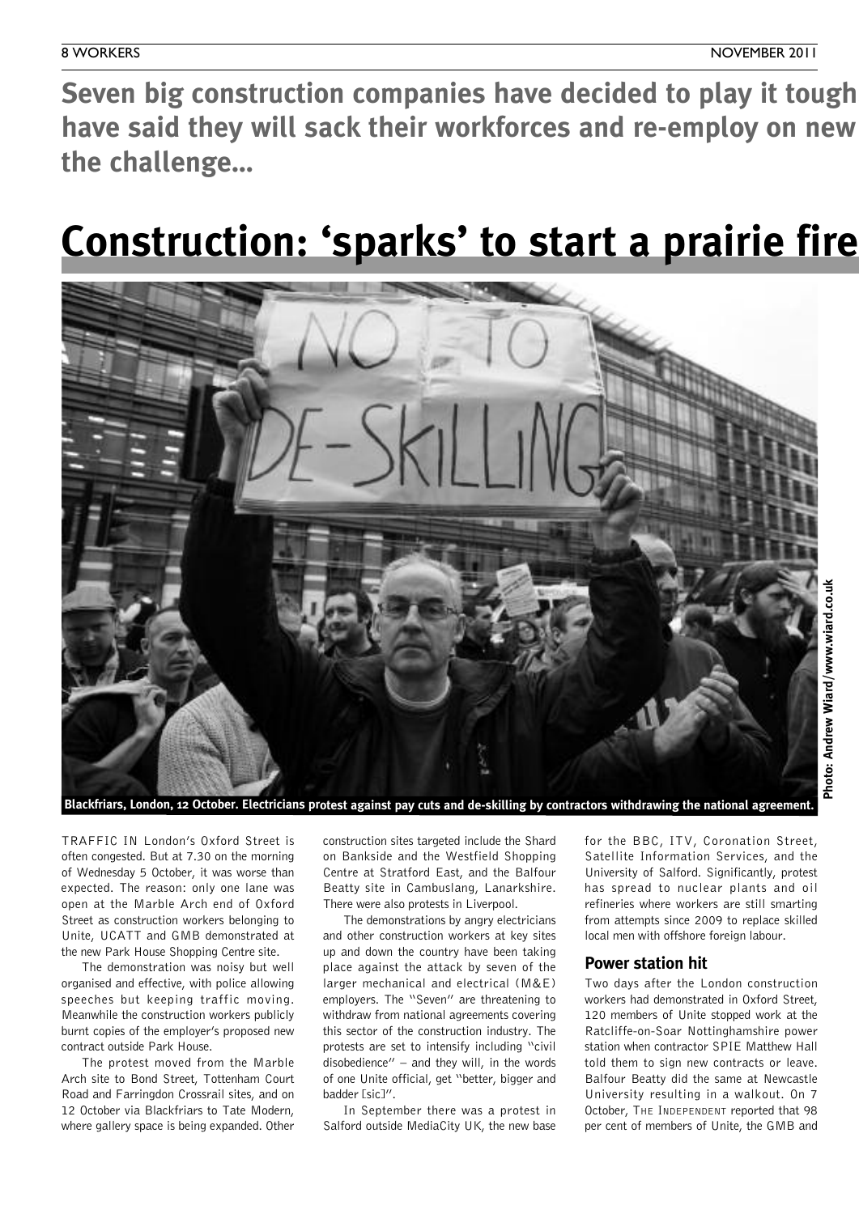**Seven big construction companies have decided to play it tough have said they will sack their workforces and re-employ on new the challenge...**

# Construction: 'sparks' to start a prairie fire

Blackfriars, London, 12 October. Electricians protest against pay cuts and de-skilling by contractors withdrawing the national agreement.

Photo: Andrew Wiard/www.wiard.co.uk

TRAFFIC IN London's Oxford Street is often congested. But at 7.30 on the morning of Wednesday 5 October, it was worse than expected. The reason: only one lane was open at the Marble Arch end of Oxford Street as construction workers belonging to Unite, UCATT and GMB demonstrated at the new Park House Shopping Centre site.

The demonstration was noisy but well organised and effective, with police allowing speeches but keeping traffic moving. Meanwhile the construction workers publicly burnt copies of the employer's proposed new contract outside Park House.

The protest moved from the Marble Arch site to Bond Street, Tottenham Court Road and Farringdon Crossrail sites, and on 12 October via Blackfriars to Tate Modern, where gallery space is being expanded. Other construction sites targeted include the Shard on Bankside and the Westfield Shopping Centre at Stratford East, and the Balfour Beatty site in Cambuslang, Lanarkshire. There were also protests in Liverpool.

The demonstrations by angry electricians and other construction workers at key sites up and down the country have been taking place against the attack by seven of the larger mechanical and electrical (M&E) employers. The "Seven" are threatening to withdraw from national agreements covering this sector of the construction industry. The protests are set to intensify including "civil disobedience" – and they will, in the words of one Unite official, get "better, bigger and badder [sic]".

In September there was a protest in Salford outside MediaCity UK, the new base for the BBC, ITV, Coronation Street, Satellite Information Services, and the University of Salford. Significantly, protest has spread to nuclear plants and oil refineries where workers are still smarting from attempts since 2009 to replace skilled local men with offshore foreign labour.

## Power station hit

Two days after the London construction workers had demonstrated in Oxford Street, 120 members of Unite stopped work at the Ratcliffe-on-Soar Nottinghamshire power station when contractor SPIE Matthew Hall told them to sign new contracts or leave. Balfour Beatty did the same at Newcastle University resulting in a walkout. On 7 October, THE INDEPENDENT reported that 98 per cent of members of Unite, the GMB and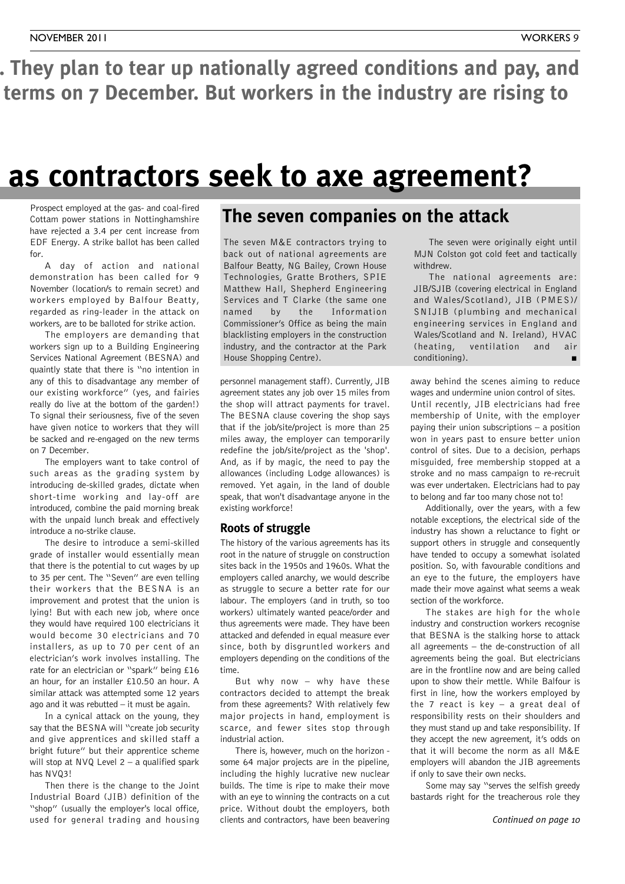**. They plan to tear up nationally agreed conditions and pay, and terms on 7 December. But workers in the industry are rising to**

# as contractors seek to axe agreement?

Prospect employed at the gas- and coal-fired Cottam power stations in Nottinghamshire have rejected a 3.4 per cent increase from EDF Energy. A strike ballot has been called for.

A day of action and national demonstration has been called for 9 November (location/s to remain secret) and workers employed by Balfour Beatty, regarded as ring-leader in the attack on workers, are to be balloted for strike action.

The employers are demanding that workers sign up to a Building Engineering Services National Agreement (BESNA) and quaintly state that there is "no intention in any of this to disadvantage any member of our existing workforce" (yes, and fairies really do live at the bottom of the garden!) To signal their seriousness, five of the seven have given notice to workers that they will be sacked and re-engaged on the new terms on 7 December.

The employers want to take control of such areas as the grading system by introducing de-skilled grades, dictate when short-time working and lay-off are introduced, combine the paid morning break with the unpaid lunch break and effectively introduce a no-strike clause.

The desire to introduce a semi-skilled grade of installer would essentially mean that there is the potential to cut wages by up to 35 per cent. The "Seven" are even telling their workers that the BESNA is an improvement and protest that the union is lying! But with each new job, where once they would have required 100 electricians it would become 30 electricians and 70 installers, as up to 70 per cent of an electrician's work involves installing. The rate for an electrician or "spark" being £16 an hour, for an installer £10.50 an hour. A similar attack was attempted some 12 years ago and it was rebutted – it must be again.

In a cynical attack on the young, they say that the BESNA will "create job security and give apprentices and skilled staff a bright future" but their apprentice scheme will stop at NVQ Level 2 – a qualified spark has NVQ3!

Then there is the change to the Joint Industrial Board (JIB) definition of the "shop" (usually the employer's local office, used for general trading and housing personnel management staff). Currently, JIB agreement states any job over 15 miles from the shop will attract payments for travel. The BESNA clause covering the shop says that if the job/site/project is more than 25 miles away, the employer can temporarily redefine the job/site/project as the 'shop'. And, as if by magic, the need to pay the allowances (including Lodge allowances) is removed. Yet again, in the land of double speak, that won't disadvantage anyone in the existing workforce!

## The seven companies on the attack

The seven M&E contractors trying to back out of national agreements are Balfour Beatty, NG Bailey, Crown House Technologies, Gratte Brothers, SPIE Matthew Hall, Shepherd Engineering Services and T Clarke (the same one named by the Information Commissioner's Office as being the main blacklisting employers in the construction industry, and the contractor at the Park House Shopping Centre).

The seven were originally eight until MJN Colston got cold feet and tactically withdrew.

The national agreements are: JIB/SJIB (covering electrical in England and Wales/Scotland), JIB (PMES)/SNIJIB (plumbing and mechanical engineering services in England and Wales/Scotland and N. Ireland), HVAC (heating, ventilation and air conditioning). ■

### Roots of struggle

The history of the various agreements has its root in the nature of struggle on construction sites back in the 1950s and 1960s. What the employers called anarchy, we would describe as struggle to secure a better rate for our labour. The employers (and in truth, so too workers) ultimately wanted peace/order and thus agreements were made. They have been attacked and defended in equal measure ever since, both by disgruntled workers and employers depending on the conditions of the time.

But why now – why have these contractors decided to attempt the break from these agreements? With relatively few major projects in hand, employment is scarce, and fewer sites stop through industrial action.

There is, however, much on the horizon - some 64 major projects are in the pipeline, including the highly lucrative new nuclear builds. The time is ripe to make their move with an eye to winning the contracts on a cut price. Without doubt the employers, both clients and contractors, have been beavering away behind the scenes aiming to reduce wages and undermine union control of sites.

Until recently, JIB electricians had free membership of Unite, with the employer paying their union subscriptions – a position won in years past to ensure better union control of sites. Due to a decision, perhaps misguided, free membership stopped at a stroke and no mass campaign to re-recruit was ever undertaken. Electricians had to pay to belong and far too many chose not to!

Additionally, over the years, with a few notable exceptions, the electrical side of the industry has shown a reluctance to fight or support others in struggle and consequently have tended to occupy a somewhat isolated position. So, with favourable conditions and an eye to the future, the employers have made their move against what seems a weak section of the workforce.

The stakes are high for the whole industry and construction workers recognise that BESNA is the stalking horse to attack all agreements – the de-construction of all agreements being the goal. But electricians are in the frontline now and are being called upon to show their mettle. While Balfour is first in line, how the workers employed by the 7 react is key – a great deal of responsibility rests on their shoulders and they must stand up and take responsibility. If they accept the new agreement, it's odds on that it will become the norm as all M&E employers will abandon the JIB agreements if only to save their own necks.

Some may say "serves the selfish greedy bastards right for the treacherous role they

*Continued on page 10*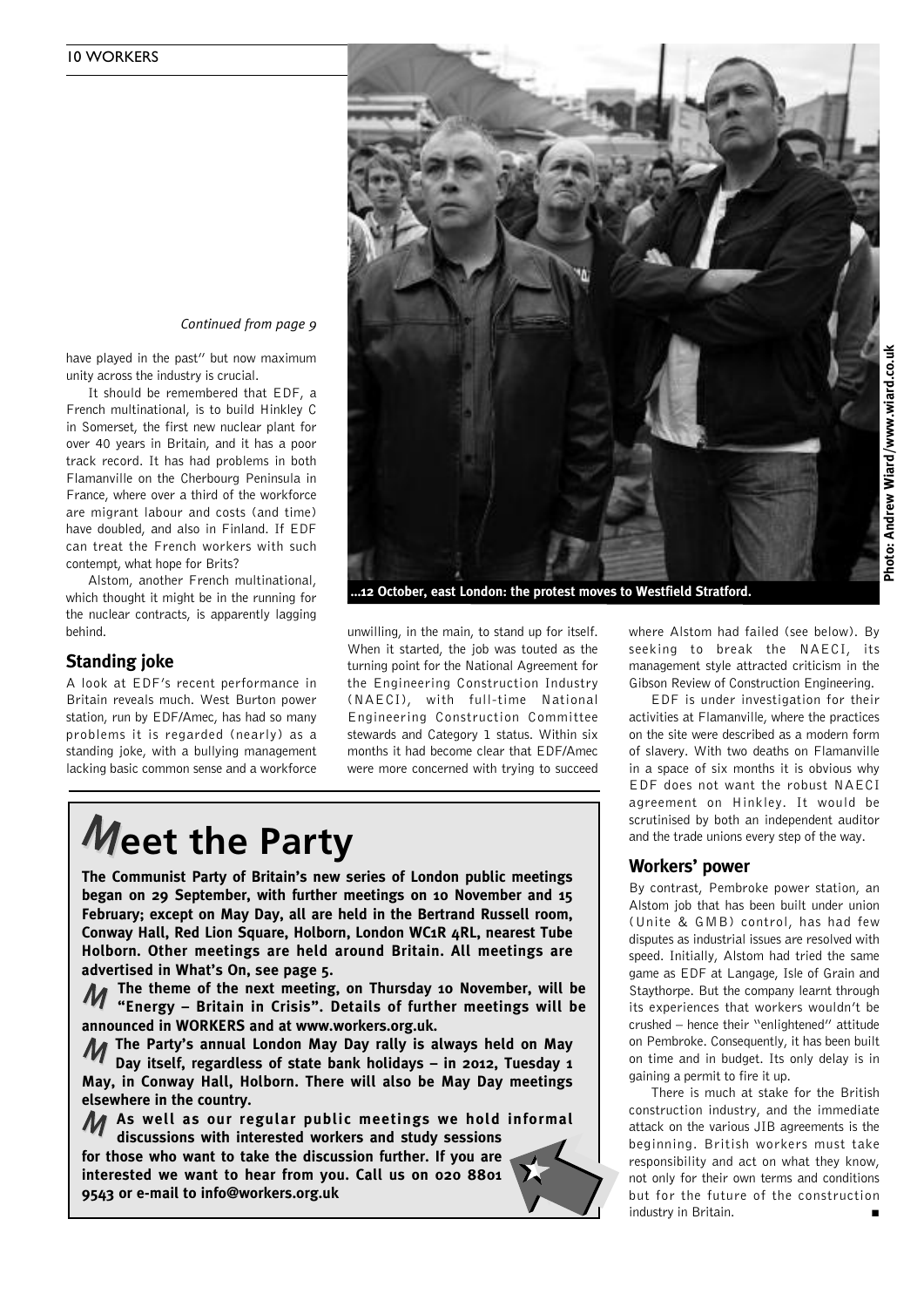*Continued from page 9*

have played in the past" but now maximum unity across the industry is crucial.

It should be remembered that EDF, a French multinational, is to build Hinkley C in Somerset, the first new nuclear plant for over 40 years in Britain, and it has a poor track record. It has had problems in both Flamanville on the Cherbourg Peninsula in France, where over a third of the workforce are migrant labour and costs (and time) have doubled, and also in Finland. If EDF can treat the French workers with such contempt, what hope for Brits?

Alstom, another French multinational, which thought it might be in the running for the nuclear contracts, is apparently lagging behind.

## Standing joke

A look at EDF's recent performance in Britain reveals much. West Burton power station, run by EDF/Amec, has had so many problems it is regarded (nearly) as a standing joke, with a bullying management lacking basic common sense and a workforce unwilling, in the main, to stand up for itself. When it started, the job was touted as the turning point for the National Agreement for the Engineering Construction Industry (NAECI), with full-time National Engineering Construction Committee stewards and Category 1 status. Within six months it had become clear that EDF/Amec were more concerned with trying to succeed where Alstom had failed (see below). By seeking to break the NAECI, its management style attracted criticism in the Gibson Review of Construction Engineering.

EDF is under investigation for their activities at Flamanville, where the practices on the site were described as a modern form of slavery. With two deaths on Flamanville in a space of six months it is obvious why EDF does not want the robust NAECI agreement on Hinkley. It would be scrutinised by both an independent auditor and the trade unions every step of the way.

## Workers' power

By contrast, Pembroke power station, an Alstom job that has been built under union (Unite & GMB) control, has had few disputes as industrial issues are resolved with speed. Initially, Alstom had tried the same game as EDF at Langage, Isle of Grain and Staythorpe. But the company learnt through its experiences that workers wouldn't be crushed – hence their "enlightened" attitude on Pembroke. Consequently, it has been built on time and in budget. Its only delay is in gaining a permit to fire it up.

There is much at stake for the British construction industry, and the immediate attack on the various JIB agreements is the beginning. British workers must take responsibility and act on what they know, not only for their own terms and conditions but for the future of the construction industry in Britain. ■

...12 October, east London: the protest moves to Westfield Stratford.

Photo: Andrew Wiard/www.wiard.co.uk

# Meet the Party

**The Communist Party of Britain's new series of London public meetings began on 29 September, with further meetings on 10 November and 15 February; except on May Day, all are held in the Bertrand Russell room, Conway Hall, Red Lion Square, Holborn, London WC1R 4RL, nearest Tube Holborn. Other meetings are held around Britain. All meetings are advertised in What's On, see page 5.**

**The theme of the next meeting, on Thursday 10 November, will be "Energy – Britain in Crisis". Details of further meetings will be announced in WORKERS and at www.workers.org.uk.**

**The Party's annual London May Day rally is always held on May Day itself, regardless of state bank holidays – in 2012, Tuesday 1 May, in Conway Hall, Holborn. There will also be May Day meetings elsewhere in the country.**

**As well as our regular public meetings we hold informal discussions with interested workers and study sessions for those who want to take the discussion further. If you are interested we want to hear from you. Call us on 020 8801 9543 or e-mail to info@workers.org.uk**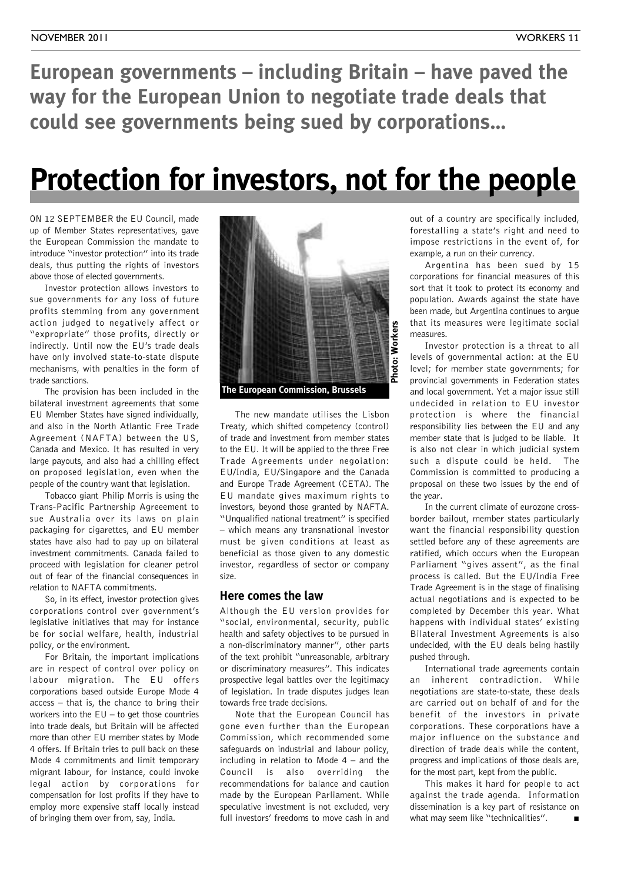**European governments – including Britain – have paved the way for the European Union to negotiate trade deals that could see governments being sued by corporations…**

# Protection for investors, not for the people

ON 12 SEPTEMBER the EU Council, made up of Member States representatives, gave the European Commission the mandate to introduce "investor protection" into its trade deals, thus putting the rights of investors above those of elected governments.

Investor protection allows investors to sue governments for any loss of future profits stemming from any government action judged to negatively affect or "expropriate" those profits, directly or indirectly. Until now the EU's trade deals have only involved state-to-state dispute mechanisms, with penalties in the form of trade sanctions.

The provision has been included in the bilateral investment agreements that some EU Member States have signed individually, and also in the North Atlantic Free Trade Agreement (NAFTA) between the US, Canada and Mexico. It has resulted in very large payouts, and also had a chilling effect on proposed legislation, even when the people of the country want that legislation.

Tobacco giant Philip Morris is using the Trans-Pacific Partnership Agreeement to sue Australia over its laws on plain packaging for cigarettes, and EU member states have also had to pay up on bilateral investment commitments. Canada failed to proceed with legislation for cleaner petrol out of fear of the financial consequences in relation to NAFTA commitments.

So, in its effect, investor protection gives corporations control over government's legislative initiatives that may for instance be for social welfare, health, industrial policy, or the environment.

For Britain, the important implications are in respect of control over policy on labour migration. The EU offers corporations based outside Europe Mode 4 access – that is, the chance to bring their workers into the EU – to get those countries into trade deals, but Britain will be affected more than other EU member states by Mode 4 offers. If Britain tries to pull back on these Mode 4 commitments and limit temporary migrant labour, for instance, could invoke legal action by corporations for compensation for lost profits if they have to employ more expensive staff locally instead of bringing them over from, say, India.

The European Commission, Brussels

Photo: Workers

The new mandate utilises the Lisbon Treaty, which shifted competency (control) of trade and investment from member states to the EU. It will be applied to the three Free Trade Agreements under negoiation: EU/India, EU/Singapore and the Canada and Europe Trade Agreement (CETA). The EU mandate gives maximum rights to investors, beyond those granted by NAFTA. "Unqualified national treatment" is specified – which means any transnational investor must be given conditions at least as beneficial as those given to any domestic investor, regardless of sector or company size.

## Here comes the law

Although the EU version provides for "social, environmental, security, public health and safety objectives to be pursued in a non-discriminatory manner", other parts of the text prohibit "unreasonable, arbitrary or discriminatory measures". This indicates prospective legal battles over the legitimacy of legislation. In trade disputes judges lean towards free trade decisions.

Note that the European Council has gone even further than the European Commission, which recommended some safeguards on industrial and labour policy, including in relation to Mode 4 – and the Council is also overriding the recommendations for balance and caution made by the European Parliament. While speculative investment is not excluded, very full investors' freedoms to move cash in and out of a country are specifically included, forestalling a state's right and need to impose restrictions in the event of, for example, a run on their currency.

Argentina has been sued by 15 corporations for financial measures of this sort that it took to protect its economy and population. Awards against the state have been made, but Argentina continues to argue that its measures were legitimate social measures.

Investor protection is a threat to all levels of governmental action: at the EU level; for member state governments; for provincial governments in Federation states and local government. Yet a major issue still undecided in relation to EU investor protection is where the financial responsibility lies between the EU and any member state that is judged to be liable. It is also not clear in which judicial system such a dispute could be held. The Commission is committed to producing a proposal on these two issues by the end of the year.

In the current climate of eurozone cross-border bailout, member states particularly want the financial responsibility question settled before any of these agreements are ratified, which occurs when the European Parliament "gives assent", as the final process is called. But the EU/India Free Trade Agreement is in the stage of finalising actual negotiations and is expected to be completed by December this year. What happens with individual states' existing Bilateral Investment Agreements is also undecided, with the EU deals being hastily pushed through.

International trade agreements contain an inherent contradiction. While negotiations are state-to-state, these deals are carried out on behalf of and for the benefit of the investors in private corporations. These corporations have a major influence on the substance and direction of trade deals while the content, progress and implications of those deals are, for the most part, kept from the public.

This makes it hard for people to act against the trade agenda. Information dissemination is a key part of resistance on what may seem like "technicalities". ■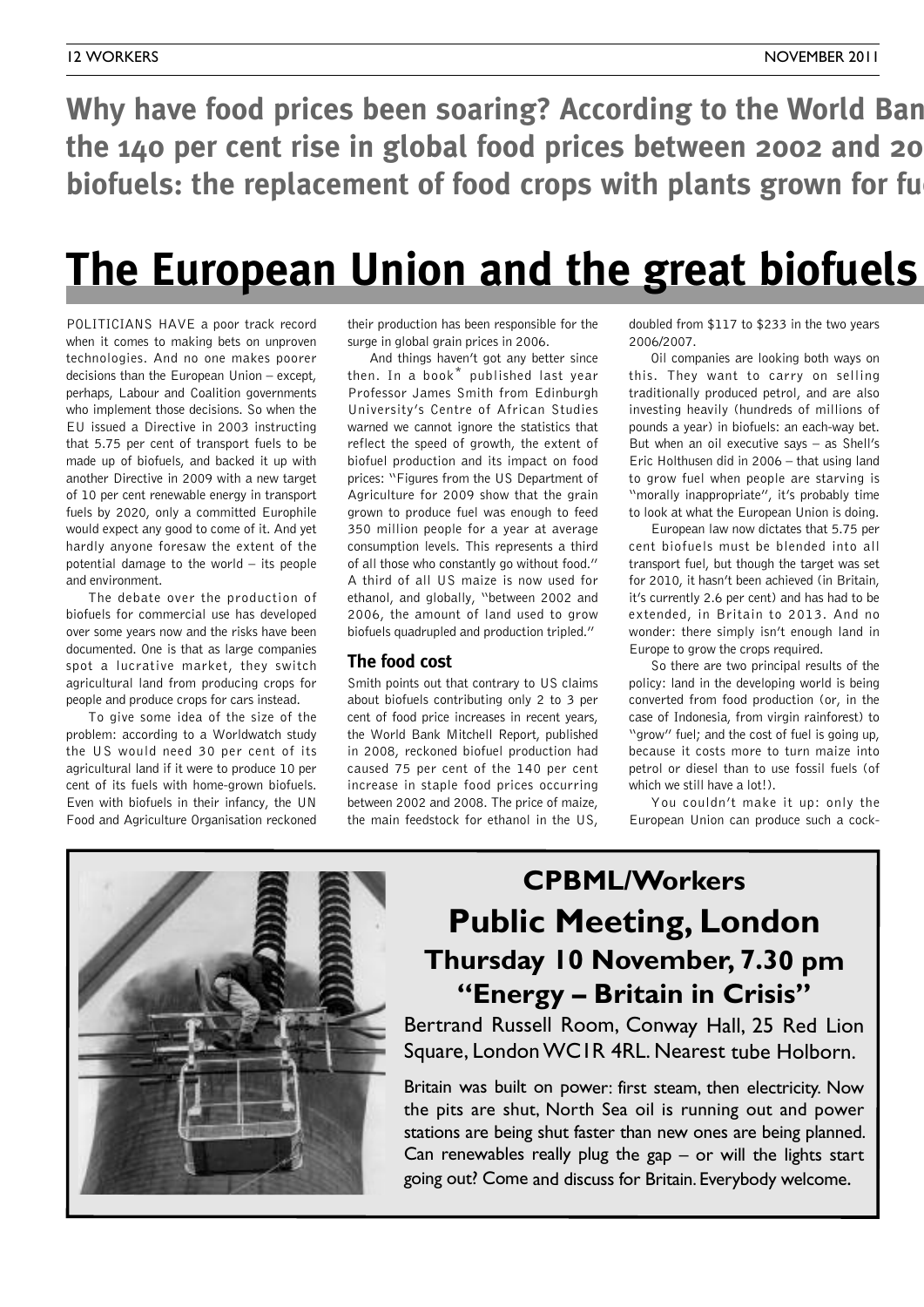**Why have food prices been soaring? According to the World Ban the 140 per cent rise in global food prices between 2002 and 20 biofuels: the replacement of food crops with plants grown for fu**

# The European Union and the great biofuels

POLITICIANS HAVE a poor track record when it comes to making bets on unproven technologies. And no one makes poorer decisions than the European Union – except, perhaps, Labour and Coalition governments who implement those decisions. So when the EU issued a Directive in 2003 instructing that 5.75 per cent of transport fuels to be made up of biofuels, and backed it up with another Directive in 2009 with a new target of 10 per cent renewable energy in transport fuels by 2020, only a committed Europhile would expect any good to come of it. And yet hardly anyone foresaw the extent of the potential damage to the world – its people and environment.

The debate over the production of biofuels for commercial use has developed over some years now and the risks have been documented. One is that as large companies spot a lucrative market, they switch agricultural land from producing crops for people and produce crops for cars instead.

To give some idea of the size of the problem: according to a Worldwatch study the US would need 30 per cent of its agricultural land if it were to produce 10 per cent of its fuels with home-grown biofuels. Even with biofuels in their infancy, the UN Food and Agriculture Organisation reckoned their production has been responsible for the surge in global grain prices in 2006.

And things haven't got any better since then. In a book* published last year Professor James Smith from Edinburgh University's Centre of African Studies warned we cannot ignore the statistics that reflect the speed of growth, the extent of biofuel production and its impact on food prices: "Figures from the US Department of Agriculture for 2009 show that the grain grown to produce fuel was enough to feed 350 million people for a year at average consumption levels. This represents a third of all those who constantly go without food." A third of all US maize is now used for ethanol, and globally, "between 2002 and 2006, the amount of land used to grow biofuels quadrupled and production tripled."

## The food cost

Smith points out that contrary to US claims about biofuels contributing only 2 to 3 per cent of food price increases in recent years, the World Bank Mitchell Report, published in 2008, reckoned biofuel production had caused 75 per cent of the 140 per cent increase in staple food prices occurring between 2002 and 2008. The price of maize, the main feedstock for ethanol in the US, doubled from $117 to $233 in the two years 2006/2007.

Oil companies are looking both ways on this. They want to carry on selling traditionally produced petrol, and are also investing heavily (hundreds of millions of pounds a year) in biofuels: an each-way bet. But when an oil executive says – as Shell's Eric Holthusen did in 2006 – that using land to grow fuel when people are starving is "morally inappropriate", it's probably time to look at what the European Union is doing.

European law now dictates that 5.75 per cent biofuels must be blended into all transport fuel, but though the target was set for 2010, it hasn't been achieved (in Britain, it's currently 2.6 per cent) and has had to be extended, in Britain to 2013. And no wonder: there simply isn't enough land in Europe to grow the crops required.

So there are two principal results of the policy: land in the developing world is being converted from food production (or, in the case of Indonesia, from virgin rainforest) to "grow" fuel; and the cost of fuel is going up, because it costs more to turn maize into petrol or diesel than to use fossil fuels (of which we still have a lot!).

You couldn't make it up: only the European Union can produce such a cock-

## CPBML/Workers
## Public Meeting, London
### Thursday 10 November, 7.30 pm
### "Energy – Britain in Crisis"

Bertrand Russell Room, Conway Hall, 25 Red Lion Square, London WC1R 4RL. Nearest tube Holborn.

Britain was built on power: first steam, then electricity. Now the pits are shut, North Sea oil is running out and power stations are being shut faster than new ones are being planned. Can renewables really plug the gap – or will the lights start going out? Come and discuss for Britain. Everybody welcome.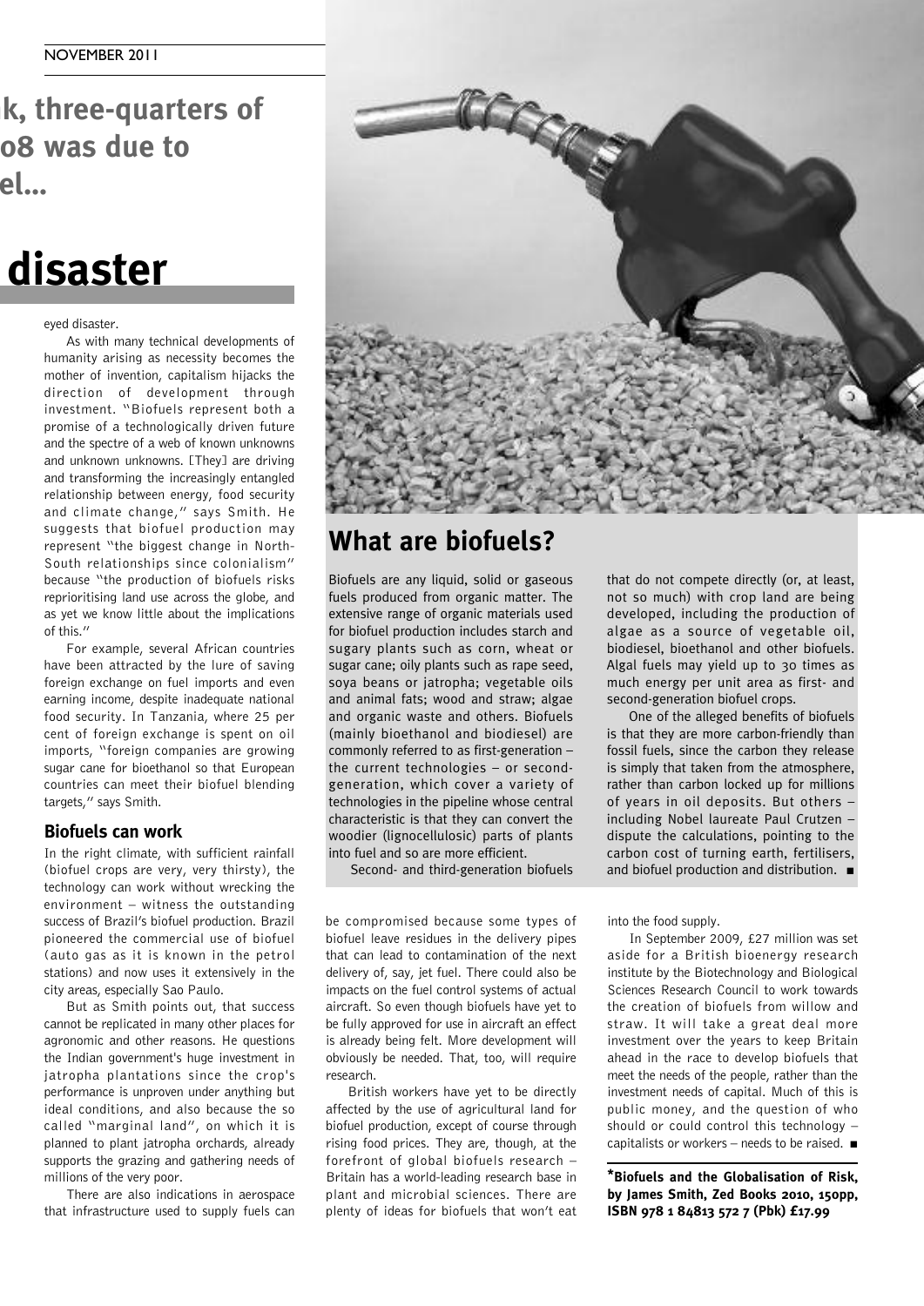k, three-quarters of o8 was due to el...

# disaster

eyed disaster.

As with many technical developments of humanity arising as necessity becomes the mother of invention, capitalism hijacks the direction of development through investment. "Biofuels represent both a promise of a technologically driven future and the spectre of a web of known unknowns and unknown unknowns. [They] are driving and transforming the increasingly entangled relationship between energy, food security and climate change," says Smith. He suggests that biofuel production may represent "the biggest change in North-South relationships since colonialism" because "the production of biofuels risks reprioritising land use across the globe, and as yet we know little about the implications of this."

For example, several African countries have been attracted by the lure of saving foreign exchange on fuel imports and even earning income, despite inadequate national food security. In Tanzania, where 25 per cent of foreign exchange is spent on oil imports, "foreign companies are growing sugar cane for bioethanol so that European countries can meet their biofuel blending targets," says Smith.

## Biofuels can work

In the right climate, with sufficient rainfall (biofuel crops are very, very thirsty), the technology can work without wrecking the environment – witness the outstanding success of Brazil's biofuel production. Brazil pioneered the commercial use of biofuel (auto gas as it is known in the petrol stations) and now uses it extensively in the city areas, especially Sao Paulo.

But as Smith points out, that success cannot be replicated in many other places for agronomic and other reasons. He questions the Indian government's huge investment in jatropha plantations since the crop's performance is unproven under anything but ideal conditions, and also because the so called "marginal land", on which it is planned to plant jatropha orchards, already supports the grazing and gathering needs of millions of the very poor.

There are also indications in aerospace that infrastructure used to supply fuels can be compromised because some types of biofuel leave residues in the delivery pipes that can lead to contamination of the next delivery of, say, jet fuel. There could also be impacts on the fuel control systems of actual aircraft. So even though biofuels have yet to be fully approved for use in aircraft an effect is already being felt. More development will obviously be needed. That, too, will require research.

British workers have yet to be directly affected by the use of agricultural land for biofuel production, except of course through rising food prices. They are, though, at the forefront of global biofuels research – Britain has a world-leading research base in plant and microbial sciences. There are plenty of ideas for biofuels that won't eat into the food supply.

In September 2009, £27 million was set aside for a British bioenergy research institute by the Biotechnology and Biological Sciences Research Council to work towards the creation of biofuels from willow and straw. It will take a great deal more investment over the years to keep Britain ahead in the race to develop biofuels that meet the needs of the people, rather than the investment needs of capital. Much of this is public money, and the question of who should or could control this technology – capitalists or workers – needs to be raised. ■

## What are biofuels?

Biofuels are any liquid, solid or gaseous fuels produced from organic matter. The extensive range of organic materials used for biofuel production includes starch and sugary plants such as corn, wheat or sugar cane; oily plants such as rape seed, soya beans or jatropha; vegetable oils and animal fats; wood and straw; algae and organic waste and others. Biofuels (mainly bioethanol and biodiesel) are commonly referred to as first-generation – the current technologies – or second-generation, which cover a variety of technologies in the pipeline whose central characteristic is that they can convert the woodier (lignocellulosic) parts of plants into fuel and so are more efficient.

Second- and third-generation biofuels that do not compete directly (or, at least, not so much) with crop land are being developed, including the production of algae as a source of vegetable oil, biodiesel, bioethanol and other biofuels. Algal fuels may yield up to 30 times as much energy per unit area as first- and second-generation biofuel crops.

One of the alleged benefits of biofuels is that they are more carbon-friendly than fossil fuels, since the carbon they release is simply that taken from the atmosphere, rather than carbon locked up for millions of years in oil deposits. But others – including Nobel laureate Paul Crutzen – dispute the calculations, pointing to the carbon cost of turning earth, fertilisers, and biofuel production and distribution. ■

**\*Biofuels and the Globalisation of Risk, by James Smith, Zed Books 2010, 150pp, ISBN 978 1 84813 572 7 (Pbk) £17.99**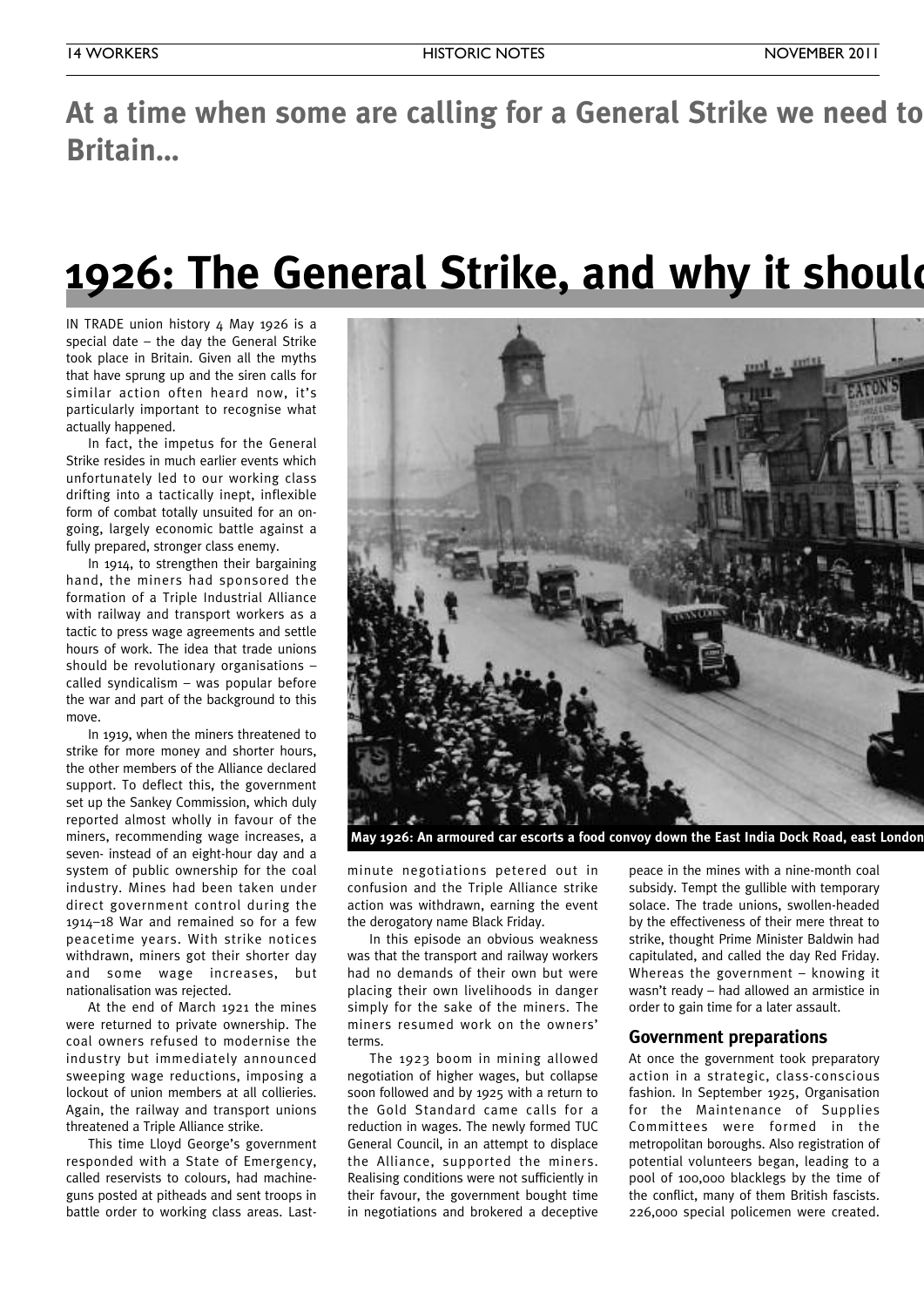**At a time when some are calling for a General Strike we need to Britain...**

# 1926: The General Strike, and why it should

IN TRADE union history 4 May 1926 is a special date – the day the General Strike took place in Britain. Given all the myths that have sprung up and the siren calls for similar action often heard now, it's particularly important to recognise what actually happened.

In fact, the impetus for the General Strike resides in much earlier events which unfortunately led to our working class drifting into a tactically inept, inflexible form of combat totally unsuited for an on-going, largely economic battle against a fully prepared, stronger class enemy.

In 1914, to strengthen their bargaining hand, the miners had sponsored the formation of a Triple Industrial Alliance with railway and transport workers as a tactic to press wage agreements and settle hours of work. The idea that trade unions should be revolutionary organisations – called syndicalism – was popular before the war and part of the background to this move.

In 1919, when the miners threatened to strike for more money and shorter hours, the other members of the Alliance declared support. To deflect this, the government set up the Sankey Commission, which duly reported almost wholly in favour of the miners, recommending wage increases, a seven- instead of an eight-hour day and a system of public ownership for the coal industry. Mines had been taken under direct government control during the 1914–18 War and remained so for a few peacetime years. With strike notices withdrawn, miners got their shorter day and some wage increases, but nationalisation was rejected.

At the end of March 1921 the mines were returned to private ownership. The coal owners refused to modernise the industry but immediately announced sweeping wage reductions, imposing a lockout of union members at all collieries. Again, the railway and transport unions threatened a Triple Alliance strike.

This time Lloyd George's government responded with a State of Emergency, called reservists to colours, had machine-guns posted at pitheads and sent troops in battle order to working class areas. Last-minute negotiations petered out in confusion and the Triple Alliance strike action was withdrawn, earning the event the derogatory name Black Friday.

In this episode an obvious weakness was that the transport and railway workers had no demands of their own but were placing their own livelihoods in danger simply for the sake of the miners. The miners resumed work on the owners' terms.

The 1923 boom in mining allowed negotiation of higher wages, but collapse soon followed and by 1925 with a return to the Gold Standard came calls for a reduction in wages. The newly formed TUC General Council, in an attempt to displace the Alliance, supported the miners. Realising conditions were not sufficiently in their favour, the government bought time in negotiations and brokered a deceptive peace in the mines with a nine-month coal subsidy. Tempt the gullible with temporary solace. The trade unions, swollen-headed by the effectiveness of their mere threat to strike, thought Prime Minister Baldwin had capitulated, and called the day Red Friday. Whereas the government – knowing it wasn't ready – had allowed an armistice in order to gain time for a later assault.

May 1926: An armoured car escorts a food convoy down the East India Dock Road, east London

### Government preparations

At once the government took preparatory action in a strategic, class-conscious fashion. In September 1925, Organisation for the Maintenance of Supplies Committees were formed in the metropolitan boroughs. Also registration of potential volunteers began, leading to a pool of 100,000 blacklegs by the time of the conflict, many of them British fascists. 226,000 special policemen were created.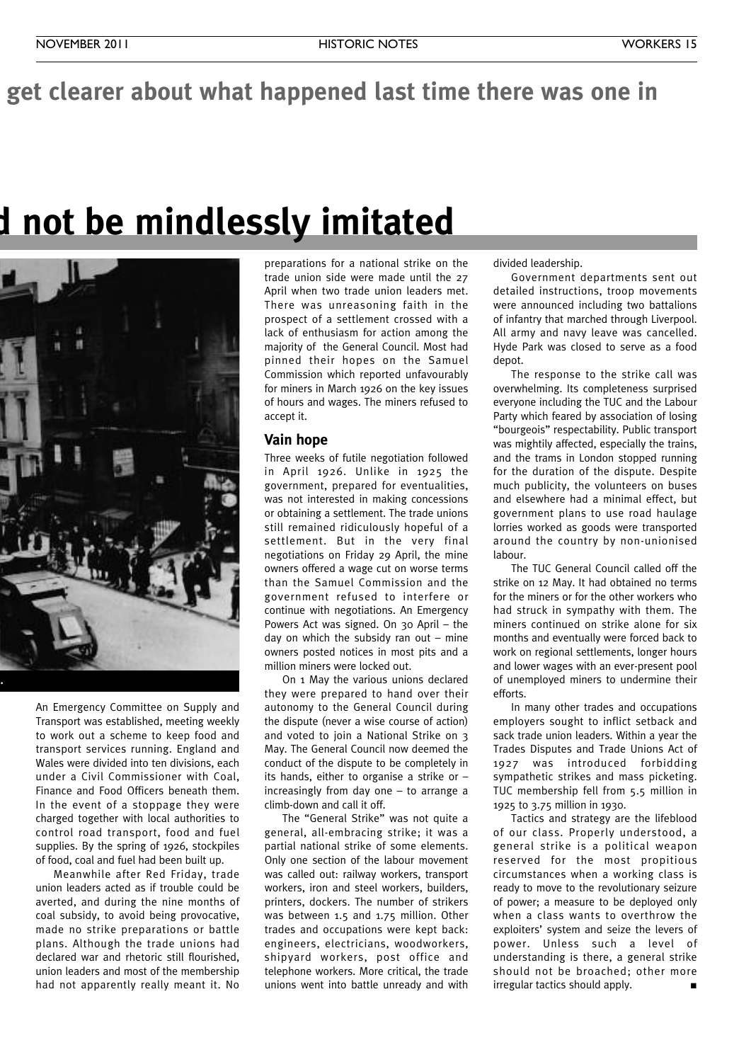get clearer about what happened last time there was one in

# d not be mindlessly imitated

An Emergency Committee on Supply and Transport was established, meeting weekly to work out a scheme to keep food and transport services running. England and Wales were divided into ten divisions, each under a Civil Commissioner with Coal, Finance and Food Officers beneath them. In the event of a stoppage they were charged together with local authorities to control road transport, food and fuel supplies. By the spring of 1926, stockpiles of food, coal and fuel had been built up.

Meanwhile after Red Friday, trade union leaders acted as if trouble could be averted, and during the nine months of coal subsidy, to avoid being provocative, made no strike preparations or battle plans. Although the trade unions had declared war and rhetoric still flourished, union leaders and most of the membership had not apparently really meant it. No preparations for a national strike on the trade union side were made until the 27 April when two trade union leaders met. There was unreasoning faith in the prospect of a settlement crossed with a lack of enthusiasm for action among the majority of the General Council. Most had pinned their hopes on the Samuel Commission which reported unfavourably for miners in March 1926 on the key issues of hours and wages. The miners refused to accept it.

## Vain hope

Three weeks of futile negotiation followed in April 1926. Unlike in 1925 the government, prepared for eventualities, was not interested in making concessions or obtaining a settlement. The trade unions still remained ridiculously hopeful of a settlement. But in the very final negotiations on Friday 29 April, the mine owners offered a wage cut on worse terms than the Samuel Commission and the government refused to interfere or continue with negotiations. An Emergency Powers Act was signed. On 30 April – the day on which the subsidy ran out – mine owners posted notices in most pits and a million miners were locked out.

On 1 May the various unions declared they were prepared to hand over their autonomy to the General Council during the dispute (never a wise course of action) and voted to join a National Strike on 3 May. The General Council now deemed the conduct of the dispute to be completely in its hands, either to organise a strike or – increasingly from day one – to arrange a climb-down and call it off.

The "General Strike" was not quite a general, all-embracing strike; it was a partial national strike of some elements. Only one section of the labour movement was called out: railway workers, transport workers, iron and steel workers, builders, printers, dockers. The number of strikers was between 1.5 and 1.75 million. Other trades and occupations were kept back: engineers, electricians, woodworkers, shipyard workers, post office and telephone workers. More critical, the trade unions went into battle unready and with divided leadership.

Government departments sent out detailed instructions, troop movements were announced including two battalions of infantry that marched through Liverpool. All army and navy leave was cancelled. Hyde Park was closed to serve as a food depot.

The response to the strike call was overwhelming. Its completeness surprised everyone including the TUC and the Labour Party which feared by association of losing "bourgeois" respectability. Public transport was mightily affected, especially the trains, and the trams in London stopped running for the duration of the dispute. Despite much publicity, the volunteers on buses and elsewhere had a minimal effect, but government plans to use road haulage lorries worked as goods were transported around the country by non-unionised labour.

The TUC General Council called off the strike on 12 May. It had obtained no terms for the miners or for the other workers who had struck in sympathy with them. The miners continued on strike alone for six months and eventually were forced back to work on regional settlements, longer hours and lower wages with an ever-present pool of unemployed miners to undermine their efforts.

In many other trades and occupations employers sought to inflict setback and sack trade union leaders. Within a year the Trades Disputes and Trade Unions Act of 1927 was introduced forbidding sympathetic strikes and mass picketing. TUC membership fell from 5.5 million in 1925 to 3.75 million in 1930.

Tactics and strategy are the lifeblood of our class. Properly understood, a general strike is a political weapon reserved for the most propitious circumstances when a working class is ready to move to the revolutionary seizure of power; a measure to be deployed only when a class wants to overthrow the exploiters' system and seize the levers of power. Unless such a level of understanding is there, a general strike should not be broached; other more irregular tactics should apply. ■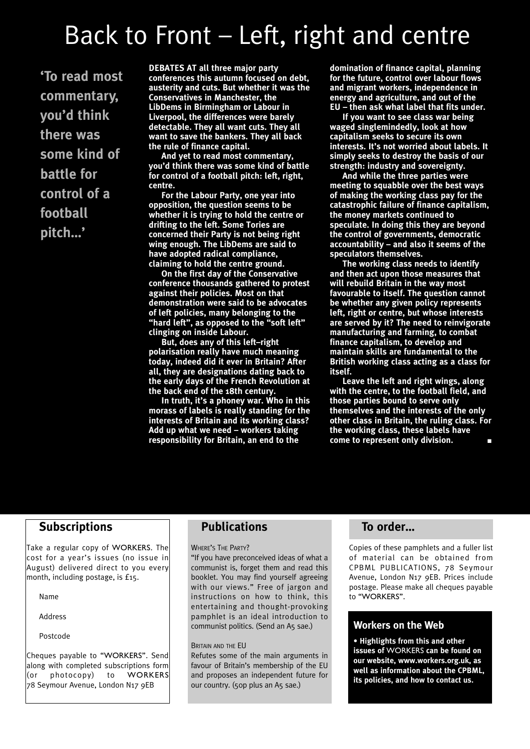# Back to Front – Left, right and centre

**'To read most commentary, you'd think there was some kind of battle for control of a football pitch...'**

**DEBATES AT all three major party conferences this autumn focused on debt, austerity and cuts. But whether it was the Conservatives in Manchester, the LibDems in Birmingham or Labour in Liverpool, the differences were barely detectable. They all want cuts. They all want to save the bankers. They all back the rule of finance capital.**

**And yet to read most commentary, you'd think there was some kind of battle for control of a football pitch: left, right, centre.**

**For the Labour Party, one year into opposition, the question seems to be whether it is trying to hold the centre or drifting to the left. Some Tories are concerned their Party is not being right wing enough. The LibDems are said to have adopted radical compliance, claiming to hold the centre ground.**

**On the first day of the Conservative conference thousands gathered to protest against their policies. Most on that demonstration were said to be advocates of left policies, many belonging to the "hard left", as opposed to the "soft left" clinging on inside Labour.**

**But, does any of this left–right polarisation really have much meaning today, indeed did it ever in Britain? After all, they are designations dating back to the early days of the French Revolution at the back end of the 18th century.**

**In truth, it's a phoney war. Who in this morass of labels is really standing for the interests of Britain and its working class? Add up what we need – workers taking responsibility for Britain, an end to the domination of finance capital, planning for the future, control over labour flows and migrant workers, independence in energy and agriculture, and out of the EU – then ask what label that fits under.**

**If you want to see class war being waged singlemindedly, look at how capitalism seeks to secure its own interests. It's not worried about labels. It simply seeks to destroy the basis of our strength: industry and sovereignty.**

**And while the three parties were meeting to squabble over the best ways of making the working class pay for the catastrophic failure of finance capitalism, the money markets continued to speculate. In doing this they are beyond the control of governments, democratic accountability – and also it seems of the speculators themselves.**

**The working class needs to identify and then act upon those measures that will rebuild Britain in the way most favourable to itself. The question cannot be whether any given policy represents left, right or centre, but whose interests are served by it? The need to reinvigorate manufacturing and farming, to combat finance capitalism, to develop and maintain skills are fundamental to the British working class acting as a class for itself.**

**Leave the left and right wings, along with the centre, to the football field, and those parties bound to serve only themselves and the interests of the only other class in Britain, the ruling class. For the working class, these labels have come to represent only division.** ■

## Subscriptions

Take a regular copy of WORKERS. The cost for a year's issues (no issue in August) delivered direct to you every month, including postage, is £15.

Name

Address

Postcode

Cheques payable to "WORKERS". Send along with completed subscriptions form (or photocopy) to WORKERS 78 Seymour Avenue, London N17 9EB

## Publications

WHERE'S THE PARTY?

"If you have preconceived ideas of what a communist is, forget them and read this booklet. You may find yourself agreeing with our views." Free of jargon and instructions on how to think, this entertaining and thought-provoking pamphlet is an ideal introduction to communist politics. (Send an A5 sae.)

BRITAIN AND THE EU

Refutes some of the main arguments in favour of Britain's membership of the EU and proposes an independent future for our country. (50p plus an A5 sae.)

## To order...

Copies of these pamphlets and a fuller list of material can be obtained from CPBML PUBLICATIONS, 78 Seymour Avenue, London N17 9EB. Prices include postage. Please make all cheques payable to "WORKERS".

### Workers on the Web

- **Highlights from this and other issues of WORKERS can be found on our website, www.workers.org.uk, as well as information about the CPBML, its policies, and how to contact us.**